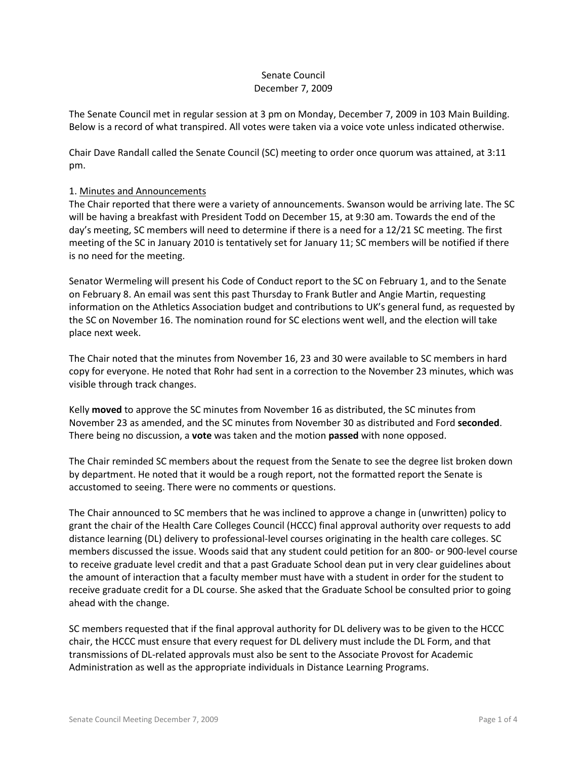Senate Council
December 7, 2009

The Senate Council met in regular session at 3 pm on Monday, December 7, 2009 in 103 Main Building. Below is a record of what transpired. All votes were taken via a voice vote unless indicated otherwise.

Chair Dave Randall called the Senate Council (SC) meeting to order once quorum was attained, at 3:11 pm.

1. Minutes and Announcements

The Chair reported that there were a variety of announcements. Swanson would be arriving late. The SC will be having a breakfast with President Todd on December 15, at 9:30 am. Towards the end of the day's meeting, SC members will need to determine if there is a need for a 12/21 SC meeting. The first meeting of the SC in January 2010 is tentatively set for January 11; SC members will be notified if there is no need for the meeting.

Senator Wermeling will present his Code of Conduct report to the SC on February 1, and to the Senate on February 8. An email was sent this past Thursday to Frank Butler and Angie Martin, requesting information on the Athletics Association budget and contributions to UK's general fund, as requested by the SC on November 16. The nomination round for SC elections went well, and the election will take place next week.

The Chair noted that the minutes from November 16, 23 and 30 were available to SC members in hard copy for everyone. He noted that Rohr had sent in a correction to the November 23 minutes, which was visible through track changes.

Kelly **moved** to approve the SC minutes from November 16 as distributed, the SC minutes from November 23 as amended, and the SC minutes from November 30 as distributed and Ford **seconded**. There being no discussion, a **vote** was taken and the motion **passed** with none opposed.

The Chair reminded SC members about the request from the Senate to see the degree list broken down by department. He noted that it would be a rough report, not the formatted report the Senate is accustomed to seeing. There were no comments or questions.

The Chair announced to SC members that he was inclined to approve a change in (unwritten) policy to grant the chair of the Health Care Colleges Council (HCCC) final approval authority over requests to add distance learning (DL) delivery to professional-level courses originating in the health care colleges. SC members discussed the issue. Woods said that any student could petition for an 800- or 900-level course to receive graduate level credit and that a past Graduate School dean put in very clear guidelines about the amount of interaction that a faculty member must have with a student in order for the student to receive graduate credit for a DL course. She asked that the Graduate School be consulted prior to going ahead with the change.

SC members requested that if the final approval authority for DL delivery was to be given to the HCCC chair, the HCCC must ensure that every request for DL delivery must include the DL Form, and that transmissions of DL-related approvals must also be sent to the Associate Provost for Academic Administration as well as the appropriate individuals in Distance Learning Programs.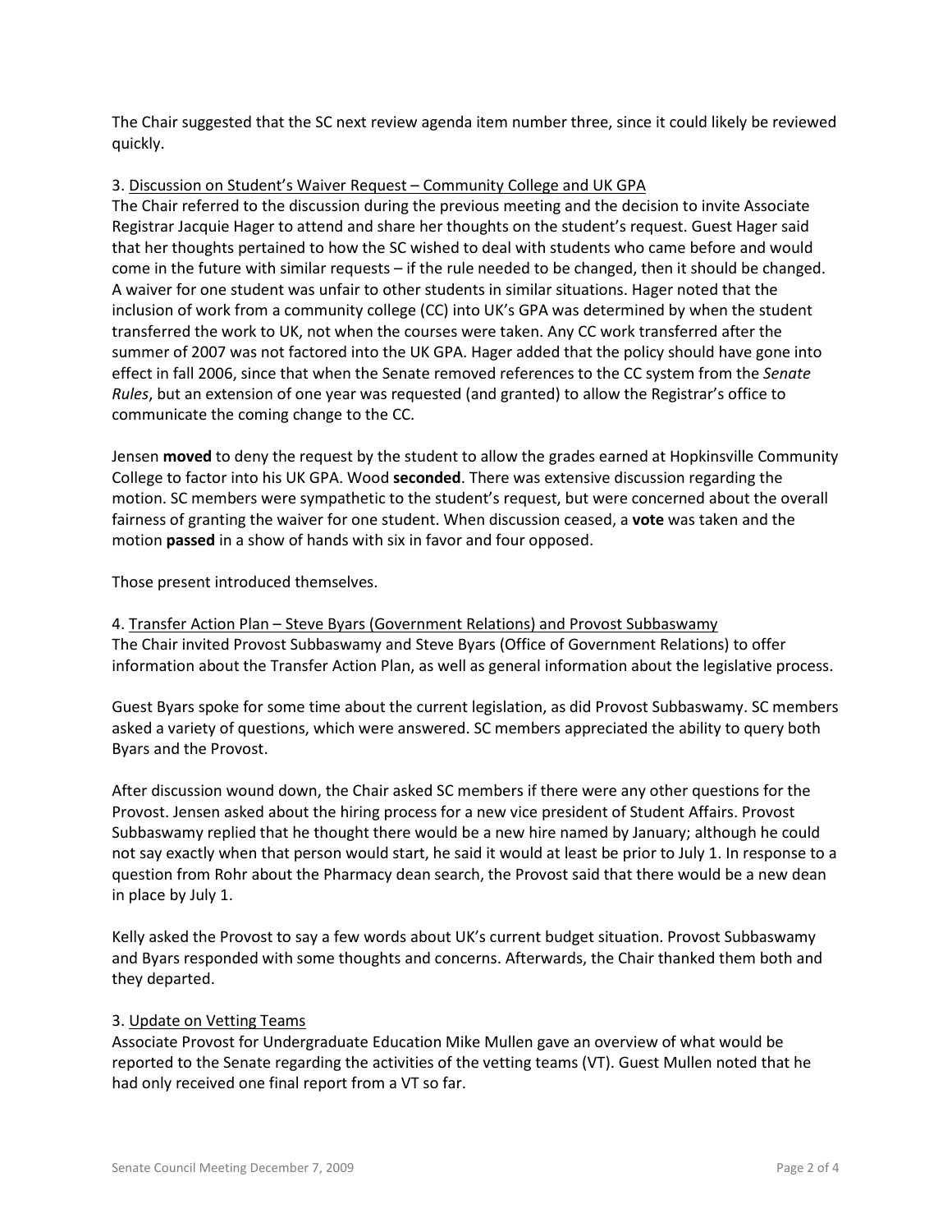The Chair suggested that the SC next review agenda item number three, since it could likely be reviewed quickly.

3. <u>Discussion on Student's Waiver Request – Community College and UK GPA</u>
The Chair referred to the discussion during the previous meeting and the decision to invite Associate Registrar Jacquie Hager to attend and share her thoughts on the student's request. Guest Hager said that her thoughts pertained to how the SC wished to deal with students who came before and would come in the future with similar requests – if the rule needed to be changed, then it should be changed. A waiver for one student was unfair to other students in similar situations. Hager noted that the inclusion of work from a community college (CC) into UK's GPA was determined by when the student transferred the work to UK, not when the courses were taken. Any CC work transferred after the summer of 2007 was not factored into the UK GPA. Hager added that the policy should have gone into effect in fall 2006, since that when the Senate removed references to the CC system from the *Senate Rules*, but an extension of one year was requested (and granted) to allow the Registrar's office to communicate the coming change to the CC.

Jensen **moved** to deny the request by the student to allow the grades earned at Hopkinsville Community College to factor into his UK GPA. Wood **seconded**. There was extensive discussion regarding the motion. SC members were sympathetic to the student's request, but were concerned about the overall fairness of granting the waiver for one student. When discussion ceased, a **vote** was taken and the motion **passed** in a show of hands with six in favor and four opposed.

Those present introduced themselves.

4. <u>Transfer Action Plan – Steve Byars (Government Relations) and Provost Subbaswamy</u>
The Chair invited Provost Subbaswamy and Steve Byars (Office of Government Relations) to offer information about the Transfer Action Plan, as well as general information about the legislative process.

Guest Byars spoke for some time about the current legislation, as did Provost Subbaswamy. SC members asked a variety of questions, which were answered. SC members appreciated the ability to query both Byars and the Provost.

After discussion wound down, the Chair asked SC members if there were any other questions for the Provost. Jensen asked about the hiring process for a new vice president of Student Affairs. Provost Subbaswamy replied that he thought there would be a new hire named by January; although he could not say exactly when that person would start, he said it would at least be prior to July 1. In response to a question from Rohr about the Pharmacy dean search, the Provost said that there would be a new dean in place by July 1.

Kelly asked the Provost to say a few words about UK's current budget situation. Provost Subbaswamy and Byars responded with some thoughts and concerns. Afterwards, the Chair thanked them both and they departed.

3. <u>Update on Vetting Teams</u>
Associate Provost for Undergraduate Education Mike Mullen gave an overview of what would be reported to the Senate regarding the activities of the vetting teams (VT). Guest Mullen noted that he had only received one final report from a VT so far.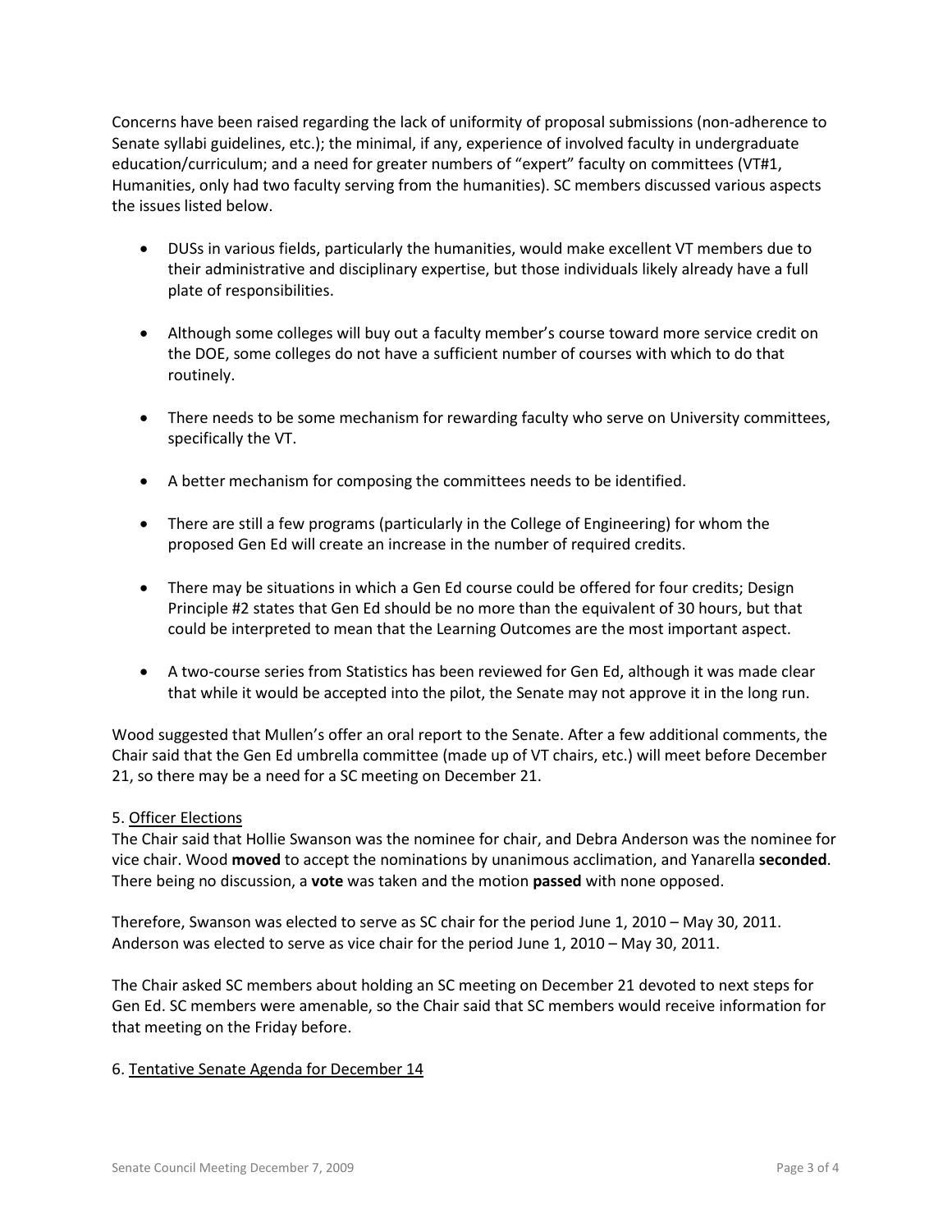Concerns have been raised regarding the lack of uniformity of proposal submissions (non-adherence to Senate syllabi guidelines, etc.); the minimal, if any, experience of involved faculty in undergraduate education/curriculum; and a need for greater numbers of "expert" faculty on committees (VT#1, Humanities, only had two faculty serving from the humanities). SC members discussed various aspects the issues listed below.

- DUSs in various fields, particularly the humanities, would make excellent VT members due to their administrative and disciplinary expertise, but those individuals likely already have a full plate of responsibilities.

- Although some colleges will buy out a faculty member's course toward more service credit on the DOE, some colleges do not have a sufficient number of courses with which to do that routinely.

- There needs to be some mechanism for rewarding faculty who serve on University committees, specifically the VT.

- A better mechanism for composing the committees needs to be identified.

- There are still a few programs (particularly in the College of Engineering) for whom the proposed Gen Ed will create an increase in the number of required credits.

- There may be situations in which a Gen Ed course could be offered for four credits; Design Principle #2 states that Gen Ed should be no more than the equivalent of 30 hours, but that could be interpreted to mean that the Learning Outcomes are the most important aspect.

- A two-course series from Statistics has been reviewed for Gen Ed, although it was made clear that while it would be accepted into the pilot, the Senate may not approve it in the long run.

Wood suggested that Mullen's offer an oral report to the Senate. After a few additional comments, the Chair said that the Gen Ed umbrella committee (made up of VT chairs, etc.) will meet before December 21, so there may be a need for a SC meeting on December 21.

5. Officer Elections

The Chair said that Hollie Swanson was the nominee for chair, and Debra Anderson was the nominee for vice chair. Wood **moved** to accept the nominations by unanimous acclimation, and Yanarella **seconded**. There being no discussion, a **vote** was taken and the motion **passed** with none opposed.

Therefore, Swanson was elected to serve as SC chair for the period June 1, 2010 – May 30, 2011. Anderson was elected to serve as vice chair for the period June 1, 2010 – May 30, 2011.

The Chair asked SC members about holding an SC meeting on December 21 devoted to next steps for Gen Ed. SC members were amenable, so the Chair said that SC members would receive information for that meeting on the Friday before.

6. Tentative Senate Agenda for December 14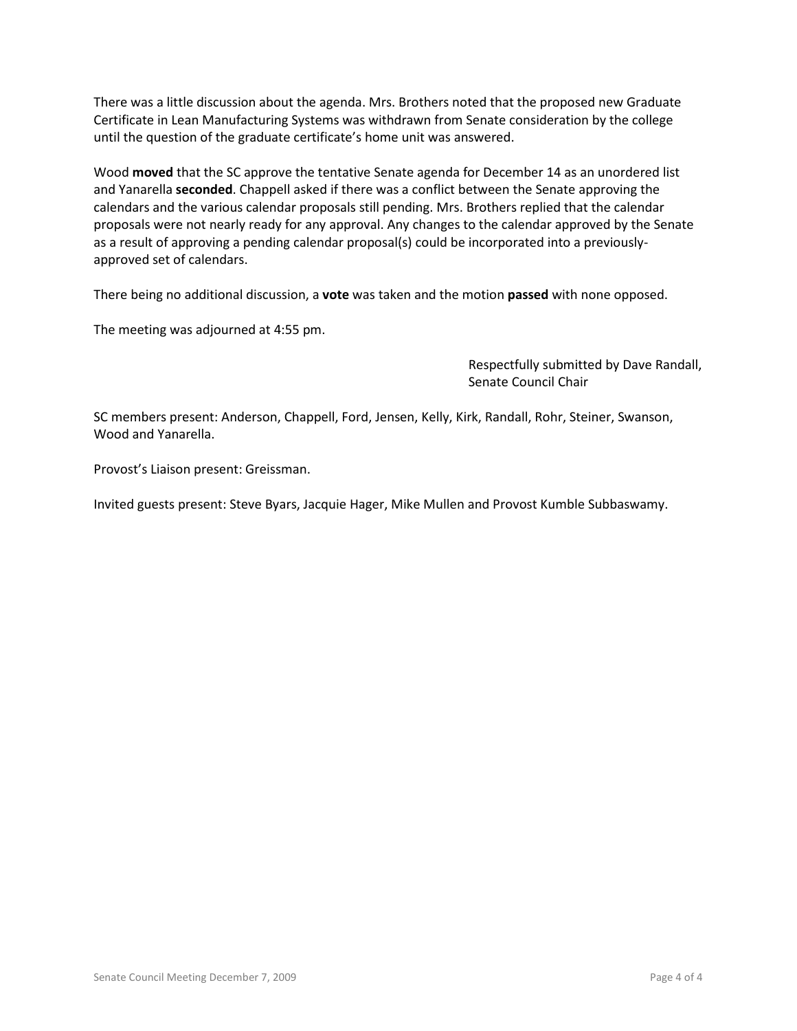There was a little discussion about the agenda. Mrs. Brothers noted that the proposed new Graduate Certificate in Lean Manufacturing Systems was withdrawn from Senate consideration by the college until the question of the graduate certificate's home unit was answered.

Wood **moved** that the SC approve the tentative Senate agenda for December 14 as an unordered list and Yanarella **seconded**. Chappell asked if there was a conflict between the Senate approving the calendars and the various calendar proposals still pending. Mrs. Brothers replied that the calendar proposals were not nearly ready for any approval. Any changes to the calendar approved by the Senate as a result of approving a pending calendar proposal(s) could be incorporated into a previously-approved set of calendars.

There being no additional discussion, a **vote** was taken and the motion **passed** with none opposed.

The meeting was adjourned at 4:55 pm.

Respectfully submitted by Dave Randall,
Senate Council Chair

SC members present: Anderson, Chappell, Ford, Jensen, Kelly, Kirk, Randall, Rohr, Steiner, Swanson, Wood and Yanarella.

Provost's Liaison present: Greissman.

Invited guests present: Steve Byars, Jacquie Hager, Mike Mullen and Provost Kumble Subbaswamy.